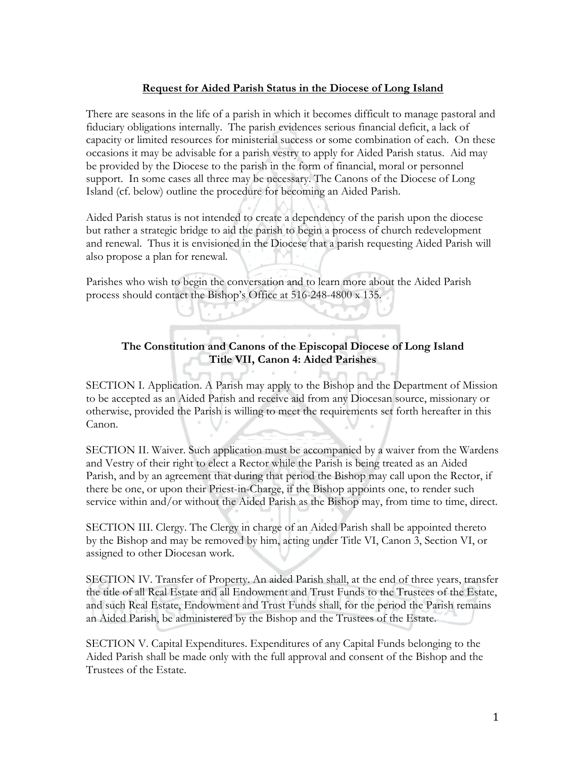## Request for Aided Parish Status in the Diocese of Long Island

There are seasons in the life of a parish in which it becomes difficult to manage pastoral and fiduciary obligations internally. The parish evidences serious financial deficit, a lack of capacity or limited resources for ministerial success or some combination of each. On these occasions it may be advisable for a parish vestry to apply for Aided Parish status. Aid may be provided by the Diocese to the parish in the form of financial, moral or personnel support. In some cases all three may be necessary. The Canons of the Diocese of Long Island (cf. below) outline the procedure for becoming an Aided Parish.

Aided Parish status is not intended to create a dependency of the parish upon the diocese but rather a strategic bridge to aid the parish to begin a process of church redevelopment and renewal. Thus it is envisioned in the Diocese that a parish requesting Aided Parish will also propose a plan for renewal.

Parishes who wish to begin the conversation and to learn more about the Aided Parish process should contact the Bishop's Office at 516-248-4800 x 135.

### The Constitution and Canons of the Episcopal Diocese of Long Island
### Title VII, Canon 4: Aided Parishes

SECTION I. Application. A Parish may apply to the Bishop and the Department of Mission to be accepted as an Aided Parish and receive aid from any Diocesan source, missionary or otherwise, provided the Parish is willing to meet the requirements set forth hereafter in this Canon.

SECTION II. Waiver. Such application must be accompanied by a waiver from the Wardens and Vestry of their right to elect a Rector while the Parish is being treated as an Aided Parish, and by an agreement that during that period the Bishop may call upon the Rector, if there be one, or upon their Priest-in-Charge, if the Bishop appoints one, to render such service within and/or without the Aided Parish as the Bishop may, from time to time, direct.

SECTION III. Clergy. The Clergy in charge of an Aided Parish shall be appointed thereto by the Bishop and may be removed by him, acting under Title VI, Canon 3, Section VI, or assigned to other Diocesan work.

SECTION IV. Transfer of Property. An aided Parish shall, at the end of three years, transfer the title of all Real Estate and all Endowment and Trust Funds to the Trustees of the Estate, and such Real Estate, Endowment and Trust Funds shall, for the period the Parish remains an Aided Parish, be administered by the Bishop and the Trustees of the Estate.

SECTION V. Capital Expenditures. Expenditures of any Capital Funds belonging to the Aided Parish shall be made only with the full approval and consent of the Bishop and the Trustees of the Estate.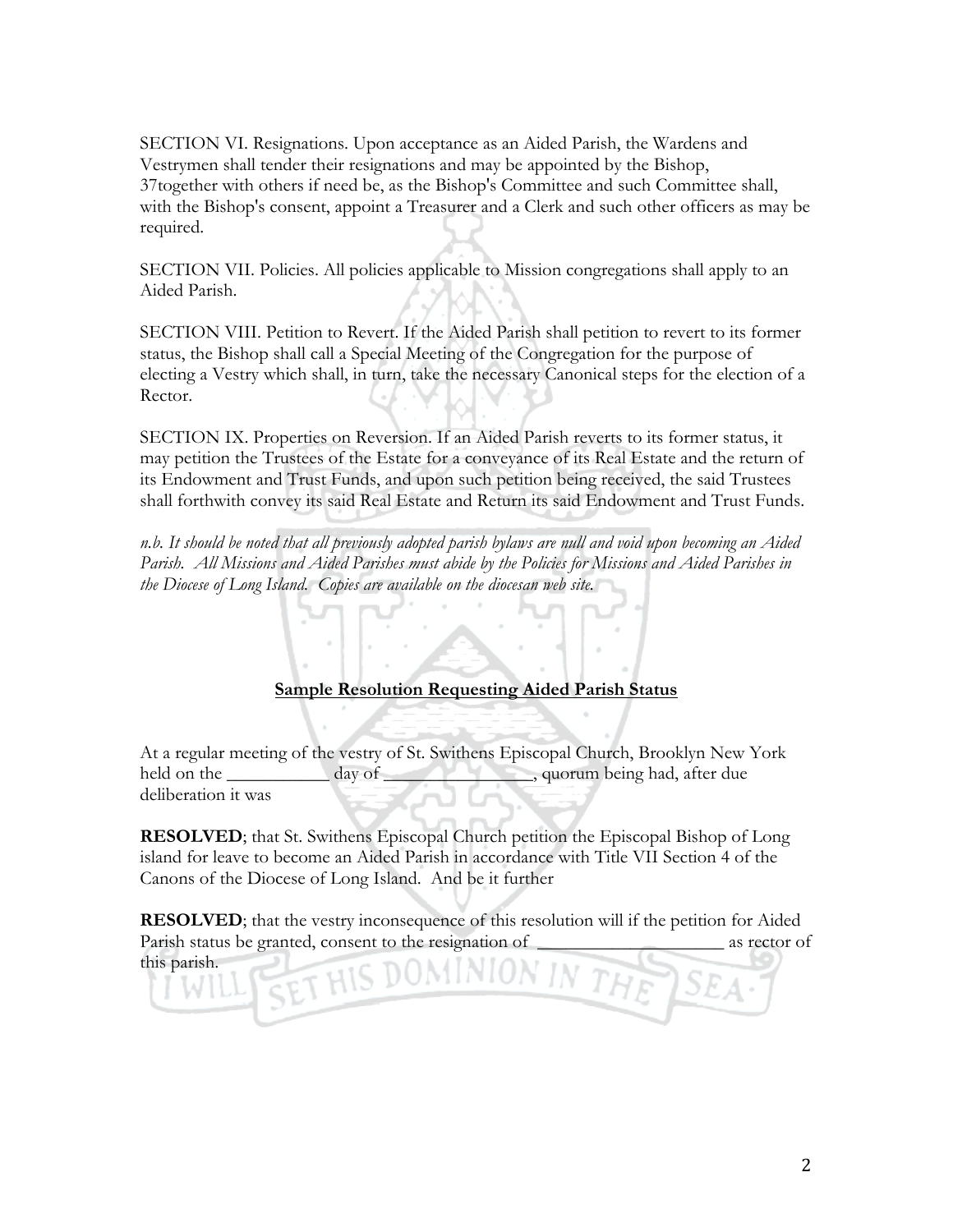SECTION VI. Resignations. Upon acceptance as an Aided Parish, the Wardens and Vestrymen shall tender their resignations and may be appointed by the Bishop, 37together with others if need be, as the Bishop's Committee and such Committee shall, with the Bishop's consent, appoint a Treasurer and a Clerk and such other officers as may be required.

SECTION VII. Policies. All policies applicable to Mission congregations shall apply to an Aided Parish.

SECTION VIII. Petition to Revert. If the Aided Parish shall petition to revert to its former status, the Bishop shall call a Special Meeting of the Congregation for the purpose of electing a Vestry which shall, in turn, take the necessary Canonical steps for the election of a Rector.

SECTION IX. Properties on Reversion. If an Aided Parish reverts to its former status, it may petition the Trustees of the Estate for a conveyance of its Real Estate and the return of its Endowment and Trust Funds, and upon such petition being received, the said Trustees shall forthwith convey its said Real Estate and Return its said Endowment and Trust Funds.

*n.b. It should be noted that all previously adopted parish bylaws are null and void upon becoming an Aided Parish. All Missions and Aided Parishes must abide by the Policies for Missions and Aided Parishes in the Diocese of Long Island. Copies are available on the diocesan web site.*

## Sample Resolution Requesting Aided Parish Status

At a regular meeting of the vestry of St. Swithens Episcopal Church, Brooklyn New York held on the ___________ day of ________________, quorum being had, after due deliberation it was

**RESOLVED**; that St. Swithens Episcopal Church petition the Episcopal Bishop of Long island for leave to become an Aided Parish in accordance with Title VII Section 4 of the Canons of the Diocese of Long Island. And be it further

**RESOLVED**; that the vestry inconsequence of this resolution will if the petition for Aided Parish status be granted, consent to the resignation of ____________________ as rector of this parish.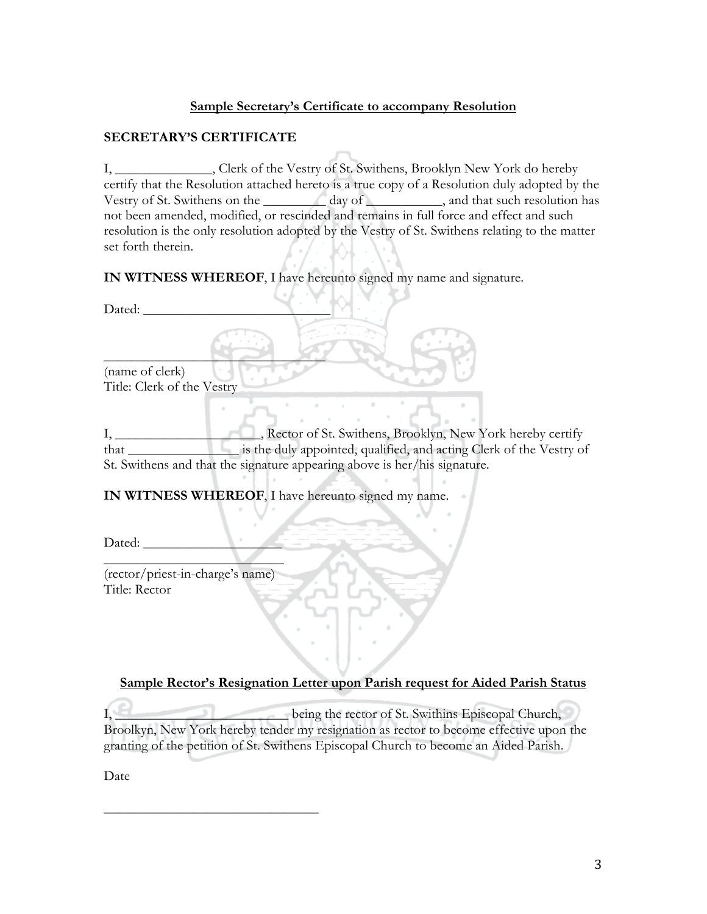**Sample Secretary's Certificate to accompany Resolution**

**SECRETARY'S CERTIFICATE**

I, ______________, Clerk of the Vestry of St. Swithens, Brooklyn New York do hereby certify that the Resolution attached hereto is a true copy of a Resolution duly adopted by the Vestry of St. Swithens on the _________ day of ___________, and that such resolution has not been amended, modified, or rescinded and remains in full force and effect and such resolution is the only resolution adopted by the Vestry of St. Swithens relating to the matter set forth therein.

**IN WITNESS WHEREOF**, I have hereunto signed my name and signature.

Dated: ___________________________

_________________________________
(name of clerk)
Title: Clerk of the Vestry

I, ____________________, Rector of St. Swithens, Brooklyn, New York hereby certify that ________________ is the duly appointed, qualified, and acting Clerk of the Vestry of St. Swithens and that the signature appearing above is her/his signature.

**IN WITNESS WHEREOF**, I have hereunto signed my name.

Dated: ____________________
__________________________
(rector/priest-in-charge's name)
Title: Rector

**Sample Rector's Resignation Letter upon Parish request for Aided Parish Status**

I, _________________________ being the rector of St. Swithins Episcopal Church, Broolkyn, New York hereby tender my resignation as rector to become effective upon the granting of the petition of St. Swithens Episcopal Church to become an Aided Parish.

Date

_______________________________